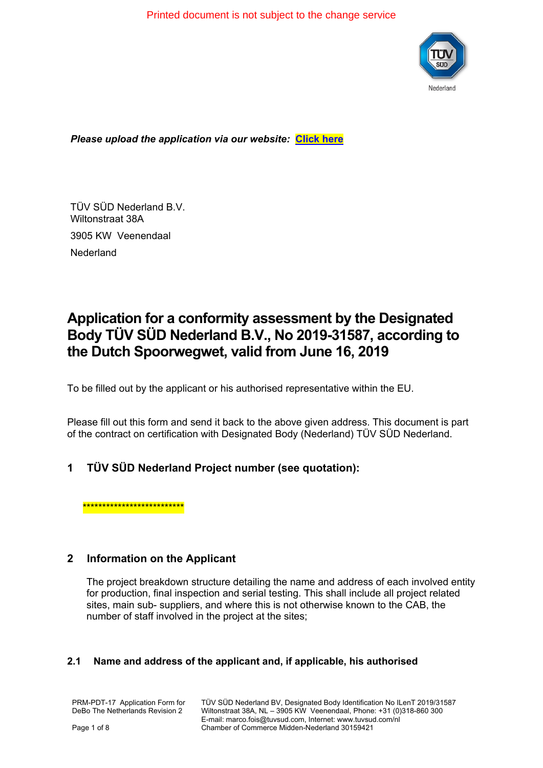Printed document is not subject to the change service

***Please upload the application via our website: Click here***

TÜV SÜD Nederland B.V.
Wiltonstraat 38A
3905 KW Veenendaal
Nederland

# Application for a conformity assessment by the Designated Body TÜV SÜD Nederland B.V., No 2019-31587, according to the Dutch Spoorwegwet, valid from June 16, 2019

To be filled out by the applicant or his authorised representative within the EU.

Please fill out this form and send it back to the above given address. This document is part of the contract on certification with Designated Body (Nederland) TÜV SÜD Nederland.

## 1 TÜV SÜD Nederland Project number (see quotation):

**************************

## 2 Information on the Applicant

The project breakdown structure detailing the name and address of each involved entity for production, final inspection and serial testing. This shall include all project related sites, main sub- suppliers, and where this is not otherwise known to the CAB, the number of staff involved in the project at the sites;

### 2.1 Name and address of the applicant and, if applicable, his authorised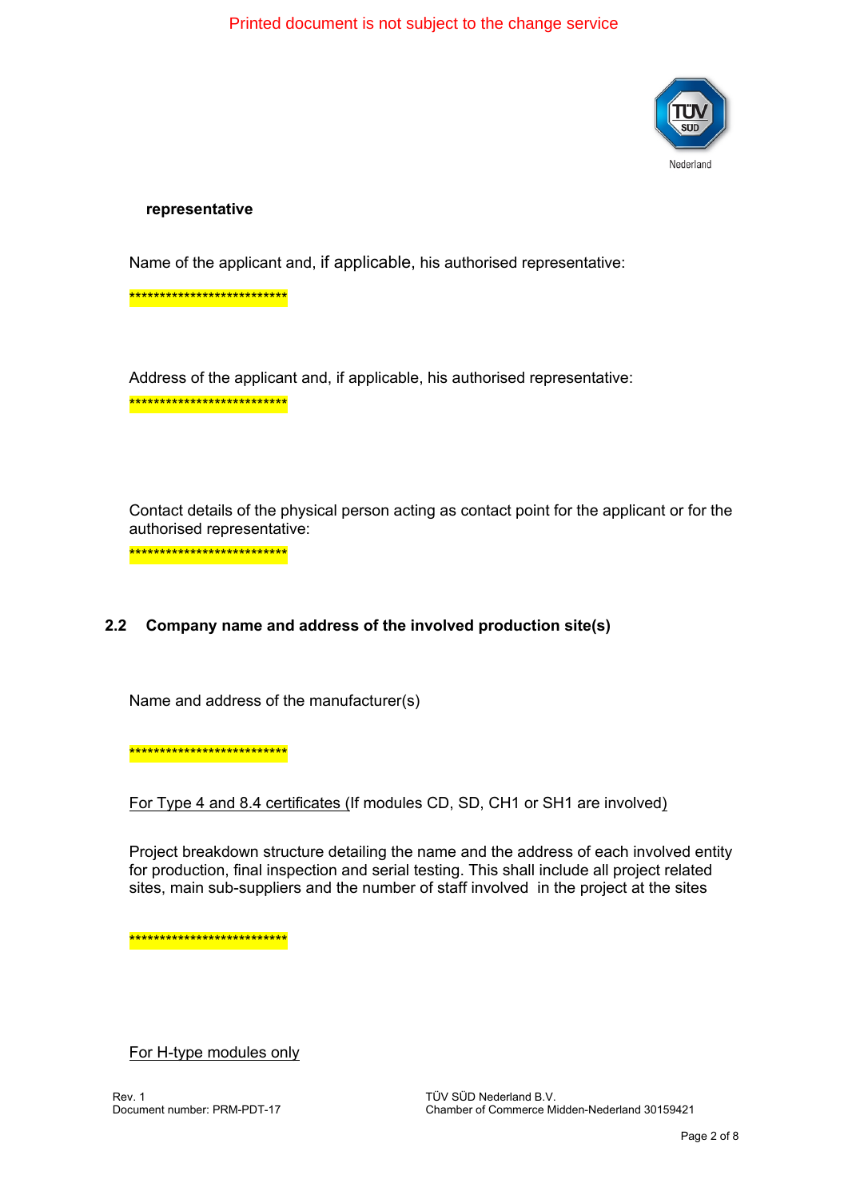**representative**

Name of the applicant and, if applicable, his authorised representative:

**************************

Address of the applicant and, if applicable, his authorised representative:

**************************

Contact details of the physical person acting as contact point for the applicant or for the authorised representative:

**************************

## 2.2 Company name and address of the involved production site(s)

Name and address of the manufacturer(s)

**************************

For Type 4 and 8.4 certificates (If modules CD, SD, CH1 or SH1 are involved)

Project breakdown structure detailing the name and the address of each involved entity for production, final inspection and serial testing. This shall include all project related sites, main sub-suppliers and the number of staff involved in the project at the sites

**************************

For H-type modules only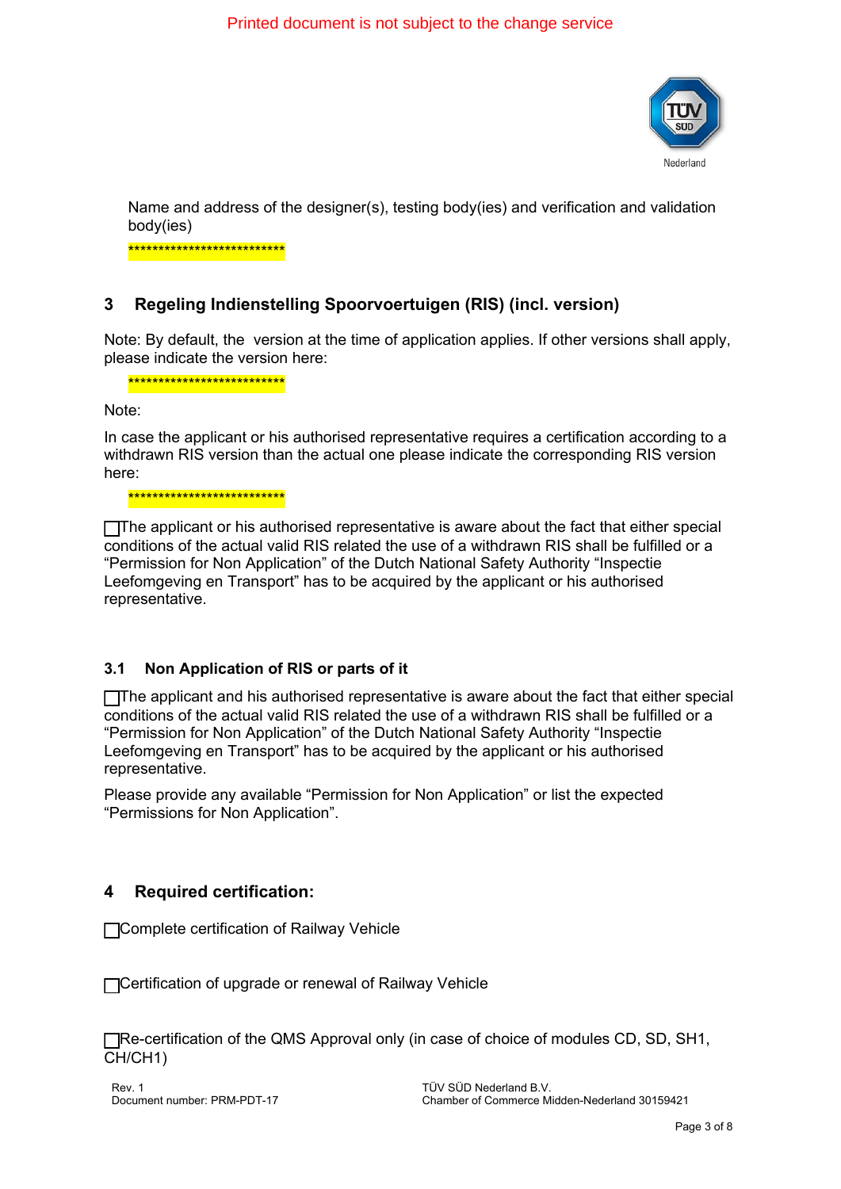Name and address of the designer(s), testing body(ies) and verification and validation body(ies)

***************************

## 3 Regeling Indienstelling Spoorvoertuigen (RIS) (incl. version)

Note: By default, the  version at the time of application applies. If other versions shall apply, please indicate the version here:

***************************

Note:

In case the applicant or his authorised representative requires a certification according to a withdrawn RIS version than the actual one please indicate the corresponding RIS version here:

***************************

☐ The applicant or his authorised representative is aware about the fact that either special conditions of the actual valid RIS related the use of a withdrawn RIS shall be fulfilled or a “Permission for Non Application” of the Dutch National Safety Authority “Inspectie Leefomgeving en Transport” has to be acquired by the applicant or his authorised representative.

### 3.1 Non Application of RIS or parts of it

☐ The applicant and his authorised representative is aware about the fact that either special conditions of the actual valid RIS related the use of a withdrawn RIS shall be fulfilled or a “Permission for Non Application” of the Dutch National Safety Authority “Inspectie Leefomgeving en Transport” has to be acquired by the applicant or his authorised representative.

Please provide any available “Permission for Non Application” or list the expected “Permissions for Non Application”.

## 4 Required certification:

☐ Complete certification of Railway Vehicle

☐ Certification of upgrade or renewal of Railway Vehicle

☐ Re-certification of the QMS Approval only (in case of choice of modules CD, SD, SH1, CH/CH1)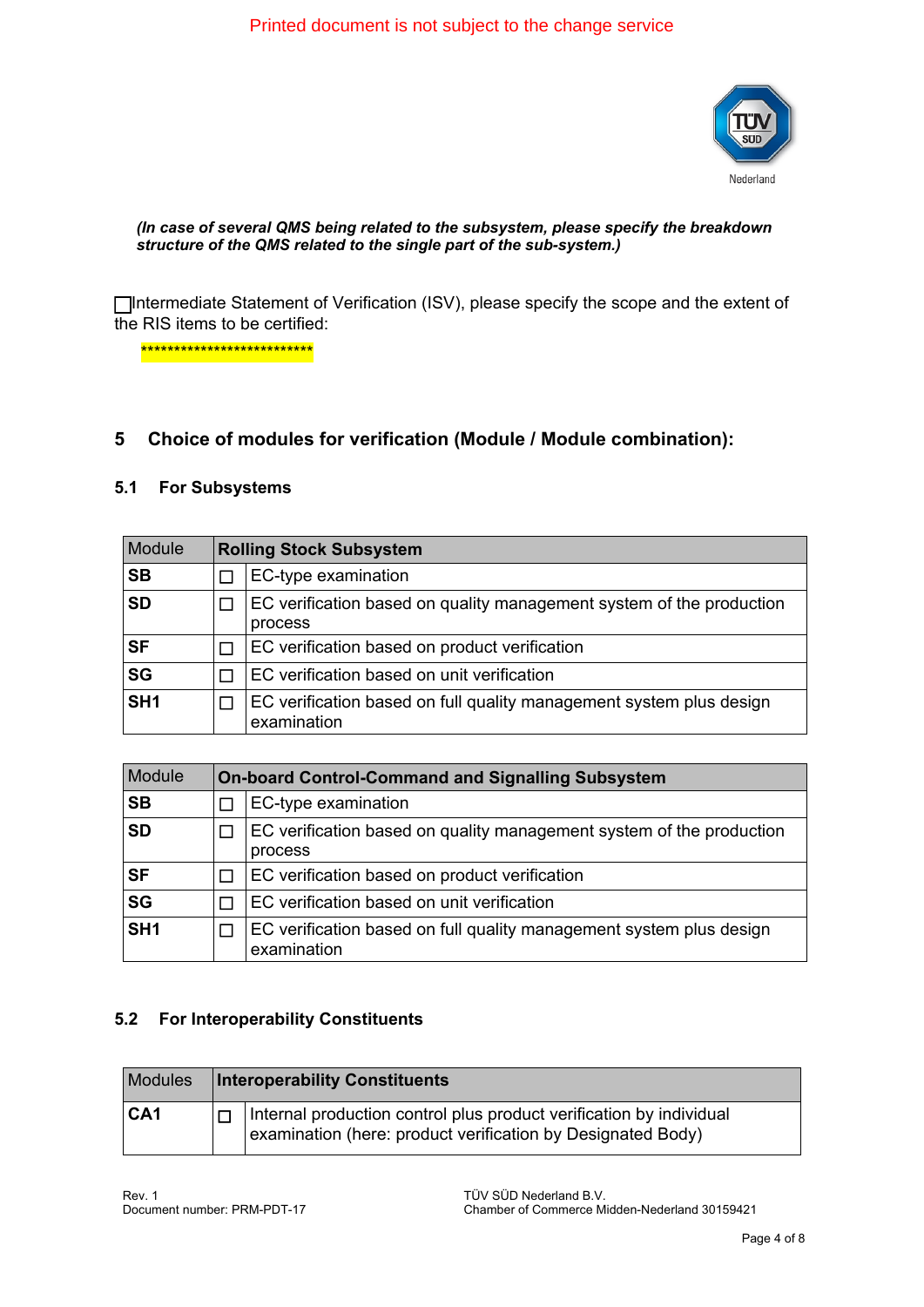Printed document is not subject to the change service

***(In case of several QMS being related to the subsystem, please specify the breakdown structure of the QMS related to the single part of the sub-system.)***

☐Intermediate Statement of Verification (ISV), please specify the scope and the extent of the RIS items to be certified:

***************************

## 5 Choice of modules for verification (Module / Module combination):

### 5.1 For Subsystems

| Module | **Rolling Stock Subsystem** | |
|---|---|---|
| **SB** | ☐ | EC-type examination |
| **SD** | ☐ | EC verification based on quality management system of the production process |
| **SF** | ☐ | EC verification based on product verification |
| **SG** | ☐ | EC verification based on unit verification |
| **SH1** | ☐ | EC verification based on full quality management system plus design examination |

| Module | **On-board Control-Command and Signalling Subsystem** | |
|---|---|---|
| **SB** | ☐ | EC-type examination |
| **SD** | ☐ | EC verification based on quality management system of the production process |
| **SF** | ☐ | EC verification based on product verification |
| **SG** | ☐ | EC verification based on unit verification |
| **SH1** | ☐ | EC verification based on full quality management system plus design examination |

### 5.2 For Interoperability Constituents

| Modules | **Interoperability Constituents** | |
|---|---|---|
| **CA1** | ☐ | Internal production control plus product verification by individual examination (here: product verification by Designated Body) |

Rev. 1
Document number: PRM-PDT-17

TÜV SÜD Nederland B.V.
Chamber of Commerce Midden-Nederland 30159421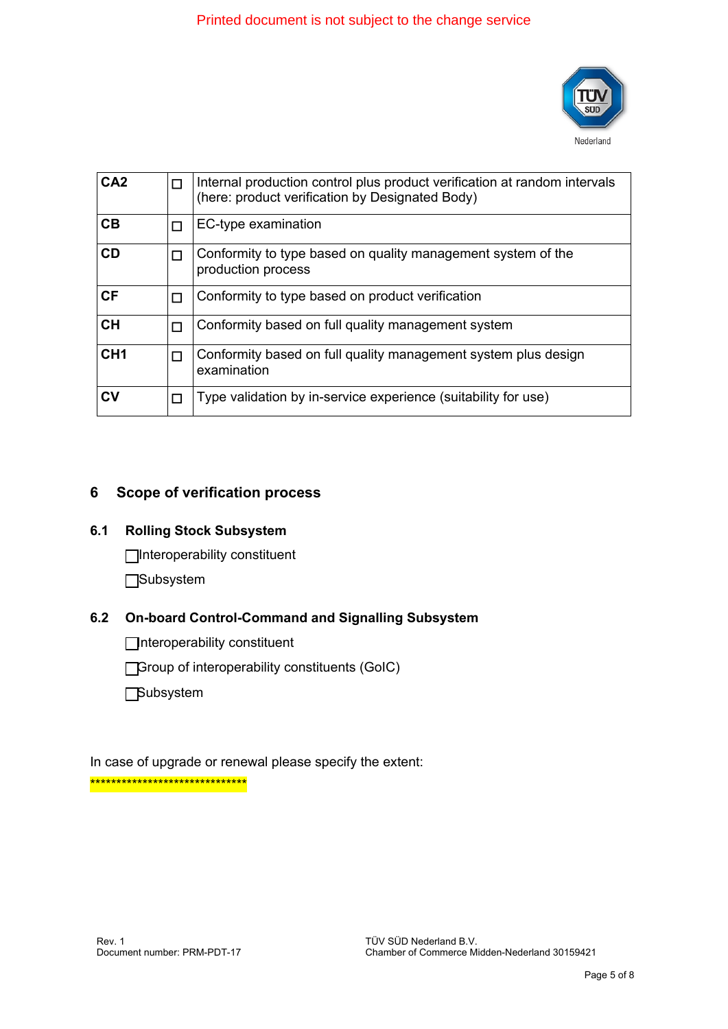| | | |
|---|---|---|
| **CA2** | ☐ | Internal production control plus product verification at random intervals (here: product verification by Designated Body) |
| **CB** | ☐ | EC-type examination |
| **CD** | ☐ | Conformity to type based on quality management system of the production process |
| **CF** | ☐ | Conformity to type based on product verification |
| **CH** | ☐ | Conformity based on full quality management system |
| **CH1** | ☐ | Conformity based on full quality management system plus design examination |
| **CV** | ☐ | Type validation by in-service experience (suitability for use) |

## 6 Scope of verification process

### 6.1 Rolling Stock Subsystem

☐ Interoperability constituent

☐ Subsystem

### 6.2 On-board Control-Command and Signalling Subsystem

☐ Interoperability constituent

☐ Group of interoperability constituents (GoIC)

☐ Subsystem

In case of upgrade or renewal please specify the extent:

******************************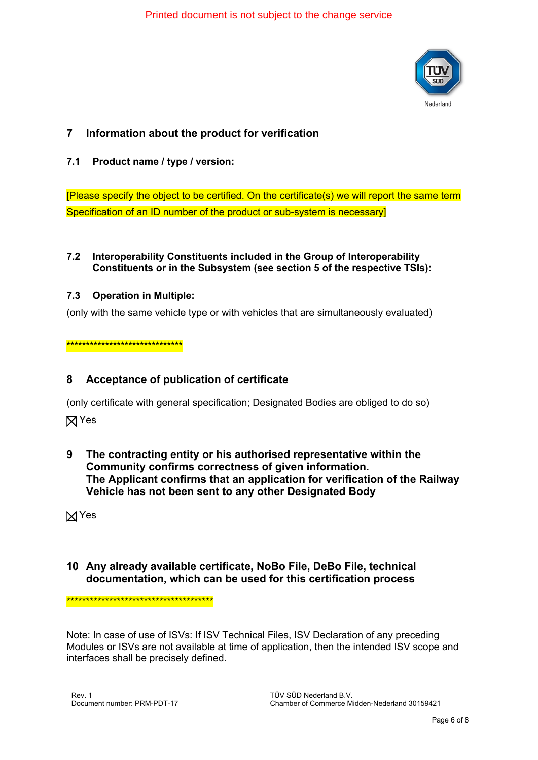Printed document is not subject to the change service

## 7 Information about the product for verification

### 7.1 Product name / type / version:

[Please specify the object to be certified. On the certificate(s) we will report the same term Specification of an ID number of the product or sub-system is necessary]

### 7.2 Interoperability Constituents included in the Group of Interoperability Constituents or in the Subsystem (see section 5 of the respective TSIs):

### 7.3 Operation in Multiple:

(only with the same vehicle type or with vehicles that are simultaneously evaluated)

******************************

## 8 Acceptance of publication of certificate

(only certificate with general specification; Designated Bodies are obliged to do so)

☒ Yes

## 9 The contracting entity or his authorised representative within the Community confirms correctness of given information. The Applicant confirms that an application for verification of the Railway Vehicle has not been sent to any other Designated Body

☒ Yes

## 10 Any already available certificate, NoBo File, DeBo File, technical documentation, which can be used for this certification process

****************************************

Note: In case of use of ISVs: If ISV Technical Files, ISV Declaration of any preceding Modules or ISVs are not available at time of application, then the intended ISV scope and interfaces shall be precisely defined.

Rev. 1
Document number: PRM-PDT-17

TÜV SÜD Nederland B.V.
Chamber of Commerce Midden-Nederland 30159421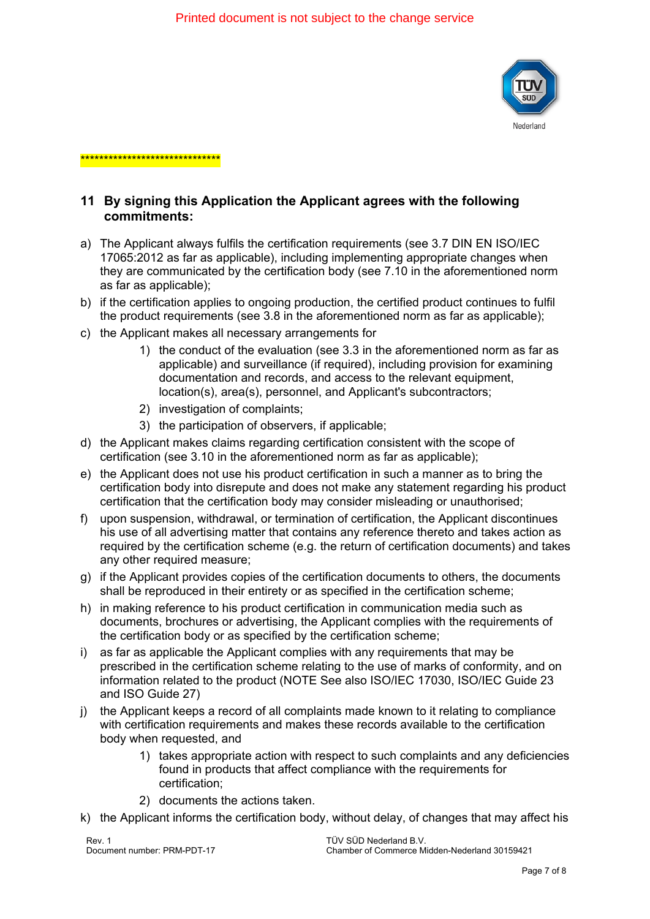******************************

## 11 By signing this Application the Applicant agrees with the following commitments:

a) The Applicant always fulfils the certification requirements (see 3.7 DIN EN ISO/IEC 17065:2012 as far as applicable), including implementing appropriate changes when they are communicated by the certification body (see 7.10 in the aforementioned norm as far as applicable);

b) if the certification applies to ongoing production, the certified product continues to fulfil the product requirements (see 3.8 in the aforementioned norm as far as applicable);

c) the Applicant makes all necessary arrangements for
   1) the conduct of the evaluation (see 3.3 in the aforementioned norm as far as applicable) and surveillance (if required), including provision for examining documentation and records, and access to the relevant equipment, location(s), area(s), personnel, and Applicant's subcontractors;
   2) investigation of complaints;
   3) the participation of observers, if applicable;

d) the Applicant makes claims regarding certification consistent with the scope of certification (see 3.10 in the aforementioned norm as far as applicable);

e) the Applicant does not use his product certification in such a manner as to bring the certification body into disrepute and does not make any statement regarding his product certification that the certification body may consider misleading or unauthorised;

f) upon suspension, withdrawal, or termination of certification, the Applicant discontinues his use of all advertising matter that contains any reference thereto and takes action as required by the certification scheme (e.g. the return of certification documents) and takes any other required measure;

g) if the Applicant provides copies of the certification documents to others, the documents shall be reproduced in their entirety or as specified in the certification scheme;

h) in making reference to his product certification in communication media such as documents, brochures or advertising, the Applicant complies with the requirements of the certification body or as specified by the certification scheme;

i) as far as applicable the Applicant complies with any requirements that may be prescribed in the certification scheme relating to the use of marks of conformity, and on information related to the product (NOTE See also ISO/IEC 17030, ISO/IEC Guide 23 and ISO Guide 27)

j) the Applicant keeps a record of all complaints made known to it relating to compliance with certification requirements and makes these records available to the certification body when requested, and
   1) takes appropriate action with respect to such complaints and any deficiencies found in products that affect compliance with the requirements for certification;
   2) documents the actions taken.

k) the Applicant informs the certification body, without delay, of changes that may affect his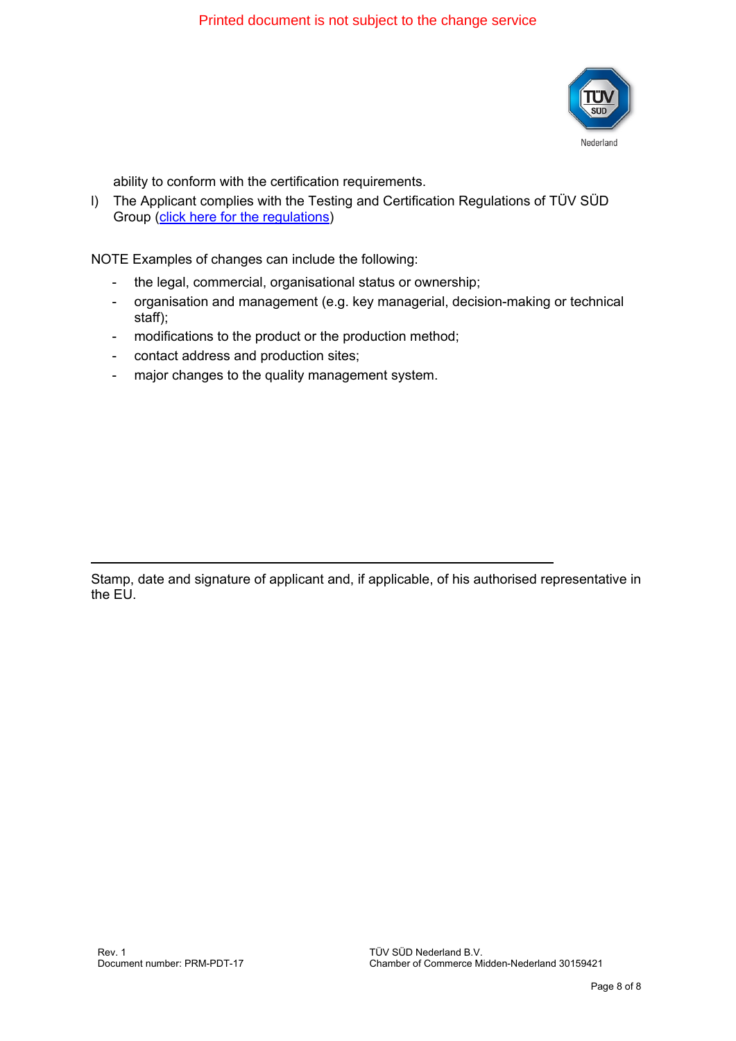ability to conform with the certification requirements.

l) The Applicant complies with the Testing and Certification Regulations of TÜV SÜD Group (click here for the regulations)

NOTE Examples of changes can include the following:

- the legal, commercial, organisational status or ownership;
- organisation and management (e.g. key managerial, decision-making or technical staff);
- modifications to the product or the production method;
- contact address and production sites;
- major changes to the quality management system.

---

Stamp, date and signature of applicant and, if applicable, of his authorised representative in the EU.